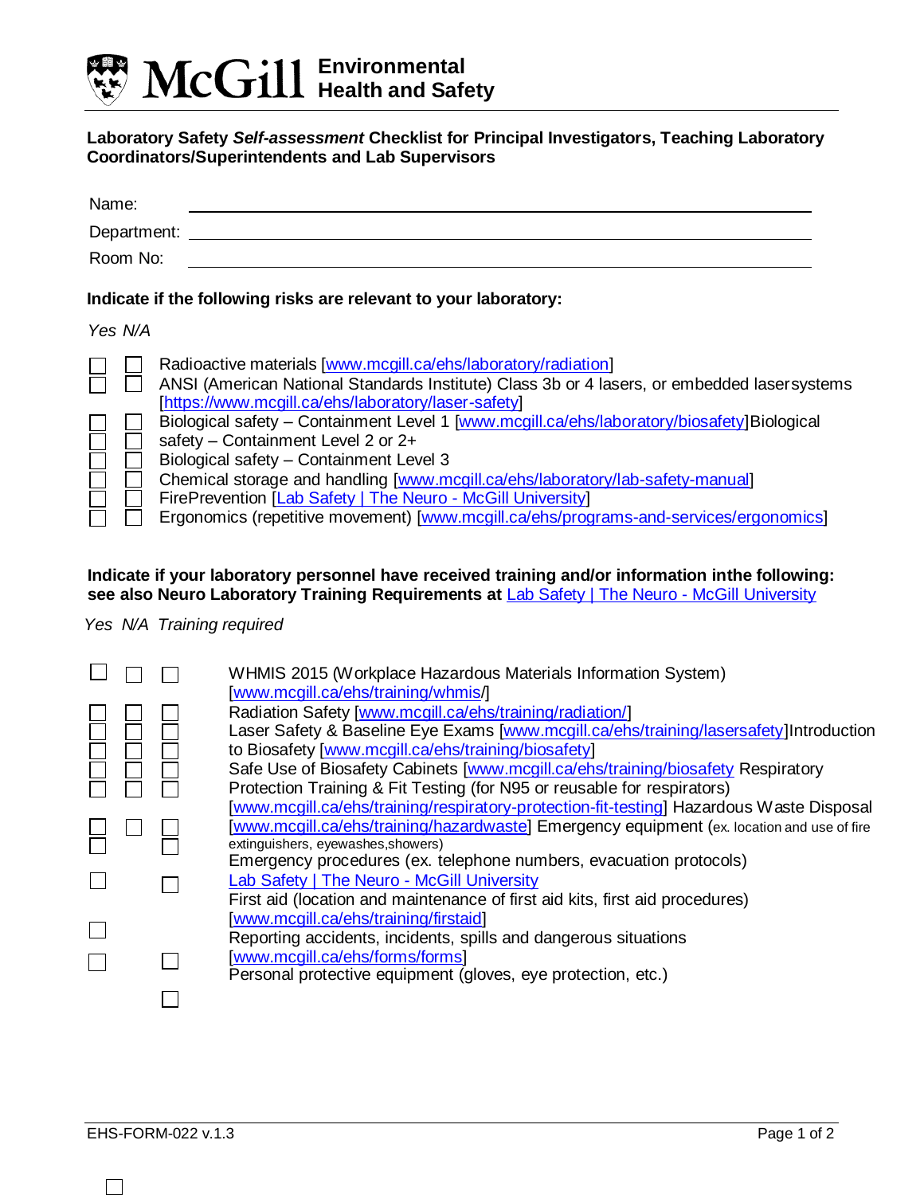# McGill Environmental Health and Safety

**Laboratory Safety *Self-assessment* Checklist for Principal Investigators, Teaching Laboratory Coordinators/Superintendents and Lab Supervisors**

Name: ______________________________

Department: ______________________________

Room No: ______________________________

**Indicate if the following risks are relevant to your laboratory:**

| *Yes* | *N/A* | |
|---|---|---|
| ☐ | ☐ | Radioactive materials [www.mcgill.ca/ehs/laboratory/radiation] |
| ☐ | ☐ | ANSI (American National Standards Institute) Class 3b or 4 lasers, or embedded lasersystems [https://www.mcgill.ca/ehs/laboratory/laser-safety] |
| ☐ | ☐ | Biological safety – Containment Level 1 [www.mcgill.ca/ehs/laboratory/biosafety] |
| ☐ | ☐ | Biological safety – Containment Level 2 or 2+ |
| ☐ | ☐ | Biological safety – Containment Level 3 |
| ☐ | ☐ | Chemical storage and handling [www.mcgill.ca/ehs/laboratory/lab-safety-manual] |
| ☐ | ☐ | FirePrevention [Lab Safety \| The Neuro - McGill University] |
| ☐ | ☐ | Ergonomics (repetitive movement) [www.mcgill.ca/ehs/programs-and-services/ergonomics] |

**Indicate if your laboratory personnel have received training and/or information inthe following: see also Neuro Laboratory Training Requirements at** Lab Safety | The Neuro - McGill University

| *Yes* | *N/A* | *Training required* | |
|---|---|---|---|
| ☐ | ☐ | ☐ | WHMIS 2015 (Workplace Hazardous Materials Information System) [www.mcgill.ca/ehs/training/whmis/] |
| ☐ | ☐ | ☐ | Radiation Safety [www.mcgill.ca/ehs/training/radiation/] |
| ☐ | ☐ | ☐ | Laser Safety & Baseline Eye Exams [www.mcgill.ca/ehs/training/lasersafety] |
| ☐ | ☐ | ☐ | Introduction to Biosafety [www.mcgill.ca/ehs/training/biosafety] |
| ☐ | ☐ | ☐ | Safe Use of Biosafety Cabinets [www.mcgill.ca/ehs/training/biosafety] |
| ☐ | ☐ | ☐ | Respiratory Protection Training & Fit Testing (for N95 or reusable for respirators) [www.mcgill.ca/ehs/training/respiratory-protection-fit-testing] |
| ☐ | ☐ | ☐ | Hazardous Waste Disposal [www.mcgill.ca/ehs/training/hazardwaste] |
| ☐ | | ☐ | Emergency equipment (ex. location and use of fire extinguishers, eyewashes,showers) |
| ☐ | | ☐ | Emergency procedures (ex. telephone numbers, evacuation protocols) Lab Safety \| The Neuro - McGill University |
| ☐ | | | First aid (location and maintenance of first aid kits, first aid procedures) [www.mcgill.ca/ehs/training/firstaid] |
| ☐ | | ☐ | Reporting accidents, incidents, spills and dangerous situations [www.mcgill.ca/ehs/forms/forms] |
| ☐ | | ☐ | Personal protective equipment (gloves, eye protection, etc.) |

EHS-FORM-022 v.1.3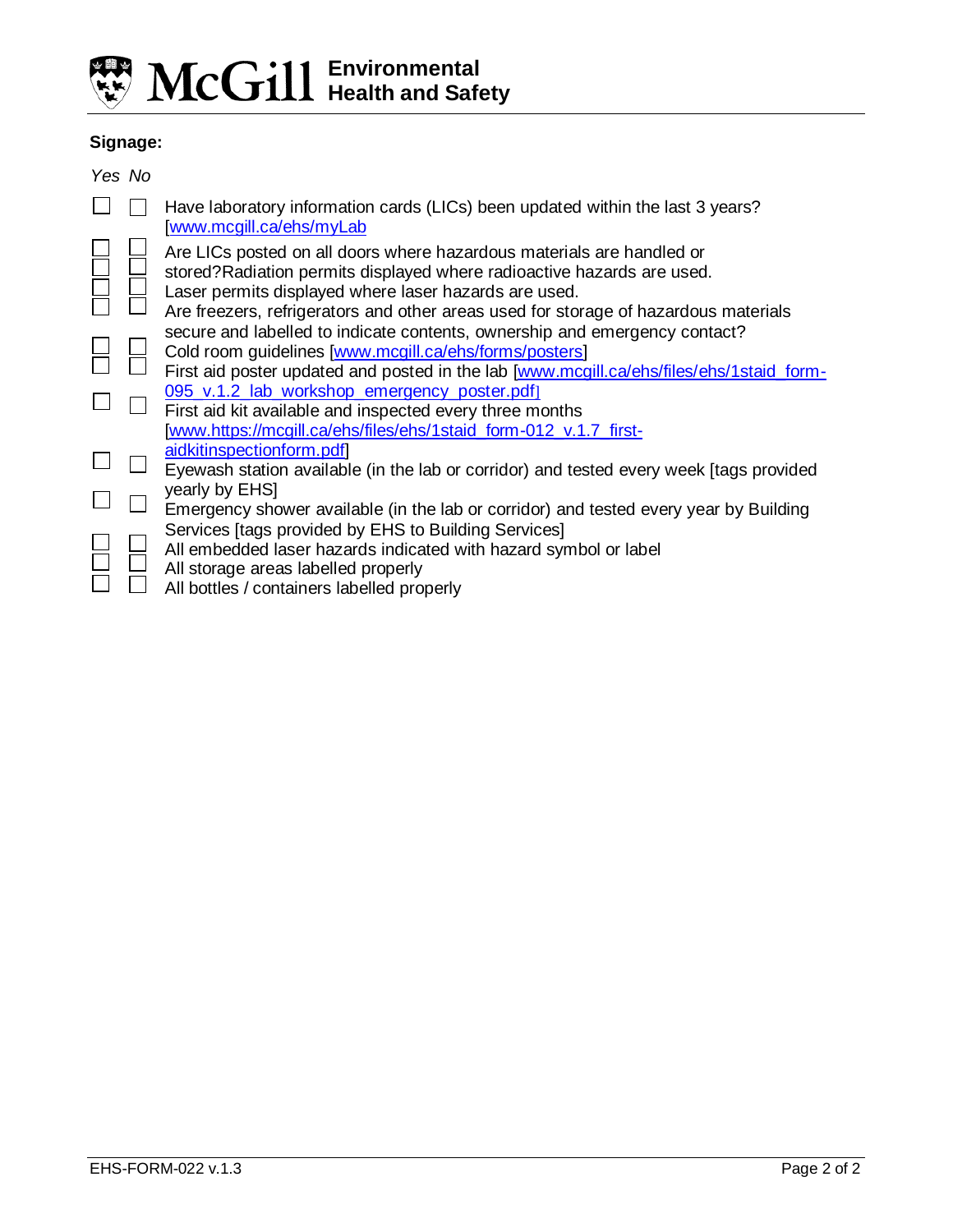**Signage:**

| *Yes* | *No* | |
|---|---|---|
| ☐ | ☐ | Have laboratory information cards (LICs) been updated within the last 3 years? [www.mcgill.ca/ehs/myLab |
| ☐ | ☐ | Are LICs posted on all doors where hazardous materials are handled or stored? |
| ☐ | ☐ | Radiation permits displayed where radioactive hazards are used. |
| ☐ | ☐ | Laser permits displayed where laser hazards are used. |
| ☐ | ☐ | Are freezers, refrigerators and other areas used for storage of hazardous materials secure and labelled to indicate contents, ownership and emergency contact? |
| ☐ | ☐ | Cold room guidelines [www.mcgill.ca/ehs/forms/posters] |
| ☐ | ☐ | First aid poster updated and posted in the lab [www.mcgill.ca/ehs/files/ehs/1staid_form-095_v.1.2_lab_workshop_emergency_poster.pdf] |
| ☐ | ☐ | First aid kit available and inspected every three months [www.https://mcgill.ca/ehs/files/ehs/1staid_form-012_v.1.7_first-aidkitinspectionform.pdf] |
| ☐ | ☐ | Eyewash station available (in the lab or corridor) and tested every week [tags provided yearly by EHS] |
| ☐ | ☐ | Emergency shower available (in the lab or corridor) and tested every year by Building Services [tags provided by EHS to Building Services] |
| ☐ | ☐ | All embedded laser hazards indicated with hazard symbol or label |
| ☐ | ☐ | All storage areas labelled properly |
| ☐ | ☐ | All bottles / containers labelled properly |

EHS-FORM-022 v.1.3